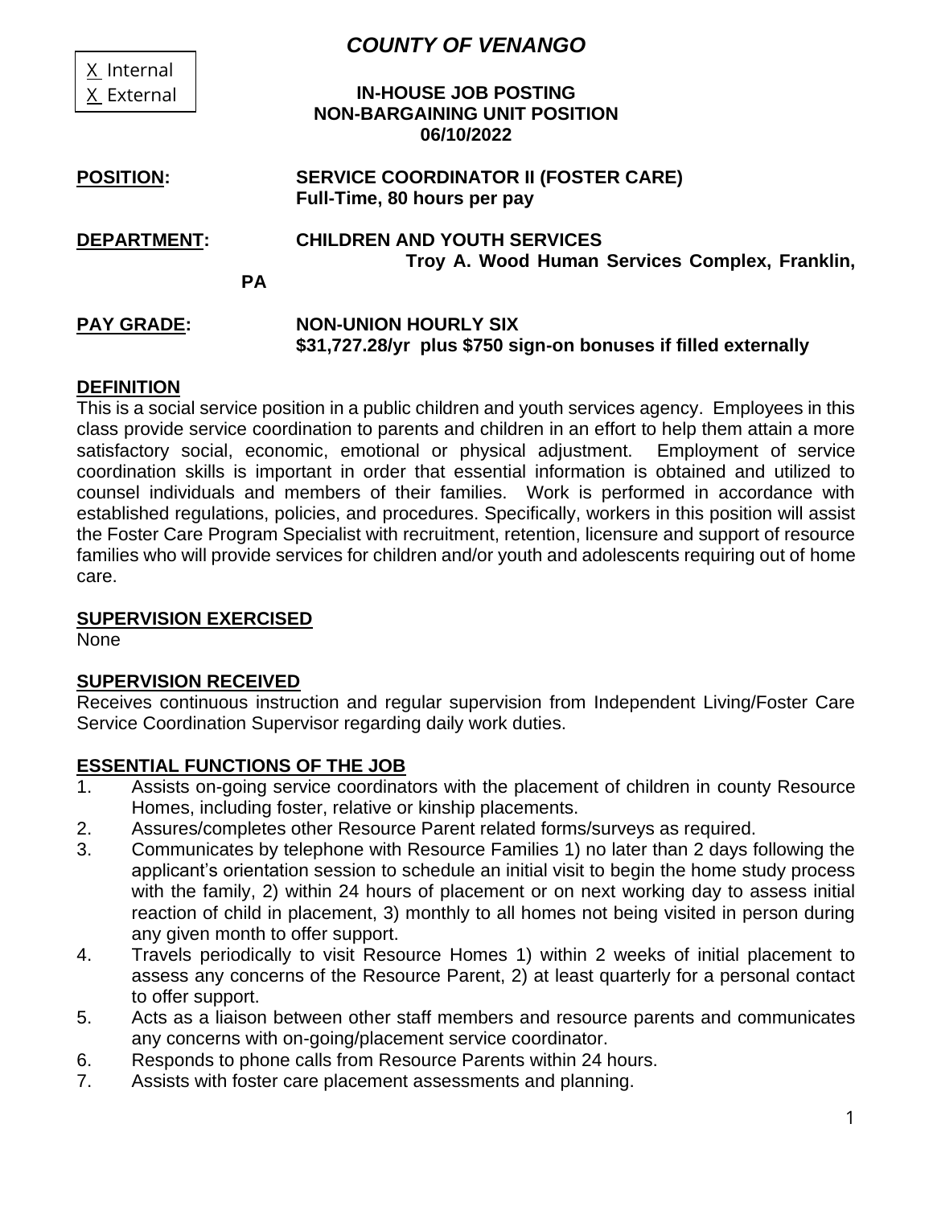X Internal
X External

# COUNTY OF VENANGO

**IN-HOUSE JOB POSTING**
**NON-BARGAINING UNIT POSITION**
**06/10/2022**

**POSITION:** **SERVICE COORDINATOR II (FOSTER CARE)**
**Full-Time, 80 hours per pay**

**DEPARTMENT:** **CHILDREN AND YOUTH SERVICES**
**Troy A. Wood Human Services Complex, Franklin, PA**

**PAY GRADE:** **NON-UNION HOURLY SIX**
**$31,727.28/yr plus $750 sign-on bonuses if filled externally**

## DEFINITION

This is a social service position in a public children and youth services agency. Employees in this class provide service coordination to parents and children in an effort to help them attain a more satisfactory social, economic, emotional or physical adjustment. Employment of service coordination skills is important in order that essential information is obtained and utilized to counsel individuals and members of their families. Work is performed in accordance with established regulations, policies, and procedures. Specifically, workers in this position will assist the Foster Care Program Specialist with recruitment, retention, licensure and support of resource families who will provide services for children and/or youth and adolescents requiring out of home care.

## SUPERVISION EXERCISED

None

## SUPERVISION RECEIVED

Receives continuous instruction and regular supervision from Independent Living/Foster Care Service Coordination Supervisor regarding daily work duties.

## ESSENTIAL FUNCTIONS OF THE JOB

1. Assists on-going service coordinators with the placement of children in county Resource Homes, including foster, relative or kinship placements.
2. Assures/completes other Resource Parent related forms/surveys as required.
3. Communicates by telephone with Resource Families 1) no later than 2 days following the applicant's orientation session to schedule an initial visit to begin the home study process with the family, 2) within 24 hours of placement or on next working day to assess initial reaction of child in placement, 3) monthly to all homes not being visited in person during any given month to offer support.
4. Travels periodically to visit Resource Homes 1) within 2 weeks of initial placement to assess any concerns of the Resource Parent, 2) at least quarterly for a personal contact to offer support.
5. Acts as a liaison between other staff members and resource parents and communicates any concerns with on-going/placement service coordinator.
6. Responds to phone calls from Resource Parents within 24 hours.
7. Assists with foster care placement assessments and planning.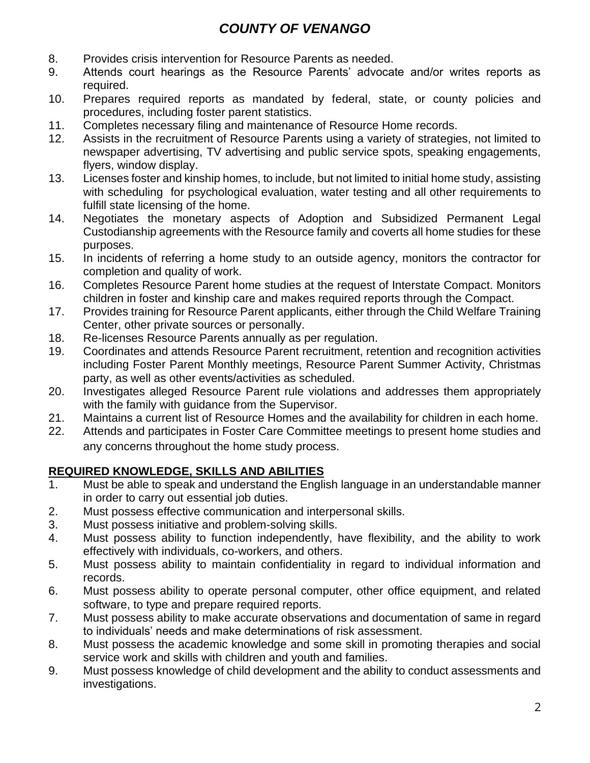8. Provides crisis intervention for Resource Parents as needed.
9. Attends court hearings as the Resource Parents' advocate and/or writes reports as required.
10. Prepares required reports as mandated by federal, state, or county policies and procedures, including foster parent statistics.
11. Completes necessary filing and maintenance of Resource Home records.
12. Assists in the recruitment of Resource Parents using a variety of strategies, not limited to newspaper advertising, TV advertising and public service spots, speaking engagements, flyers, window display.
13. Licenses foster and kinship homes, to include, but not limited to initial home study, assisting with scheduling for psychological evaluation, water testing and all other requirements to fulfill state licensing of the home.
14. Negotiates the monetary aspects of Adoption and Subsidized Permanent Legal Custodianship agreements with the Resource family and coverts all home studies for these purposes.
15. In incidents of referring a home study to an outside agency, monitors the contractor for completion and quality of work.
16. Completes Resource Parent home studies at the request of Interstate Compact. Monitors children in foster and kinship care and makes required reports through the Compact.
17. Provides training for Resource Parent applicants, either through the Child Welfare Training Center, other private sources or personally.
18. Re-licenses Resource Parents annually as per regulation.
19. Coordinates and attends Resource Parent recruitment, retention and recognition activities including Foster Parent Monthly meetings, Resource Parent Summer Activity, Christmas party, as well as other events/activities as scheduled.
20. Investigates alleged Resource Parent rule violations and addresses them appropriately with the family with guidance from the Supervisor.
21. Maintains a current list of Resource Homes and the availability for children in each home.
22. Attends and participates in Foster Care Committee meetings to present home studies and any concerns throughout the home study process.

## REQUIRED KNOWLEDGE, SKILLS AND ABILITIES

1. Must be able to speak and understand the English language in an understandable manner in order to carry out essential job duties.
2. Must possess effective communication and interpersonal skills.
3. Must possess initiative and problem-solving skills.
4. Must possess ability to function independently, have flexibility, and the ability to work effectively with individuals, co-workers, and others.
5. Must possess ability to maintain confidentiality in regard to individual information and records.
6. Must possess ability to operate personal computer, other office equipment, and related software, to type and prepare required reports.
7. Must possess ability to make accurate observations and documentation of same in regard to individuals' needs and make determinations of risk assessment.
8. Must possess the academic knowledge and some skill in promoting therapies and social service work and skills with children and youth and families.
9. Must possess knowledge of child development and the ability to conduct assessments and investigations.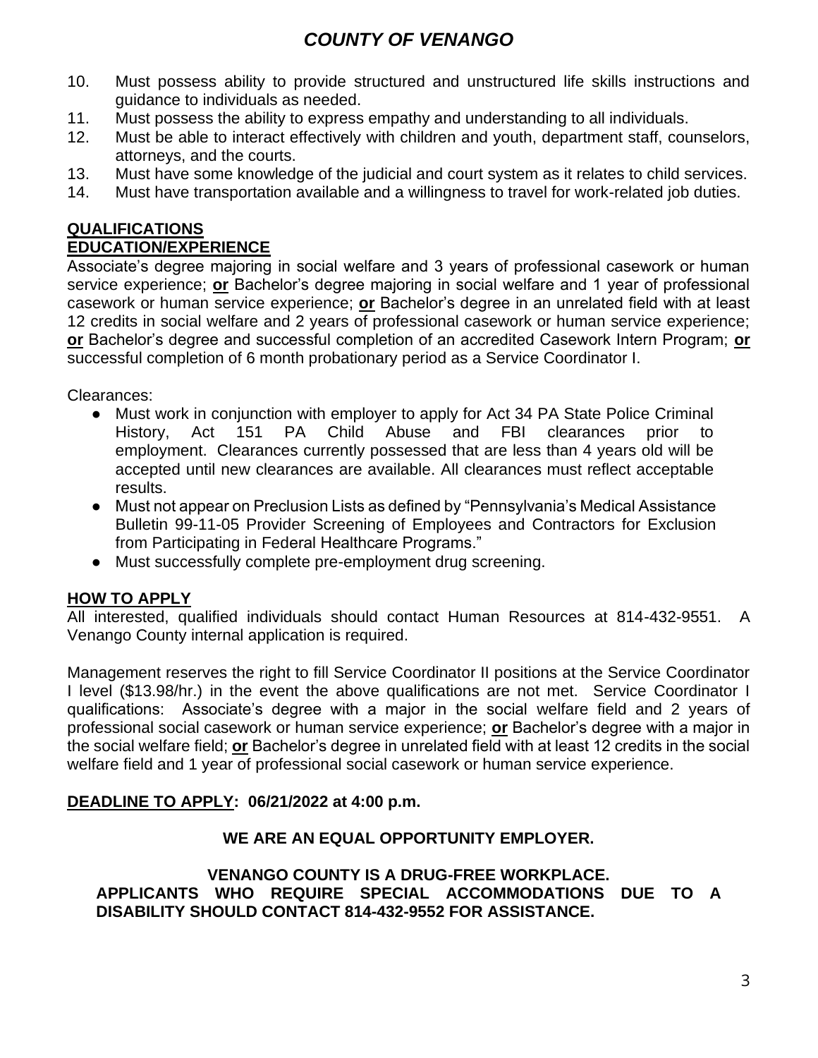10. Must possess ability to provide structured and unstructured life skills instructions and guidance to individuals as needed.
11. Must possess the ability to express empathy and understanding to all individuals.
12. Must be able to interact effectively with children and youth, department staff, counselors, attorneys, and the courts.
13. Must have some knowledge of the judicial and court system as it relates to child services.
14. Must have transportation available and a willingness to travel for work-related job duties.

## QUALIFICATIONS

## EDUCATION/EXPERIENCE

Associate's degree majoring in social welfare and 3 years of professional casework or human service experience; **or** Bachelor's degree majoring in social welfare and 1 year of professional casework or human service experience; **or** Bachelor's degree in an unrelated field with at least 12 credits in social welfare and 2 years of professional casework or human service experience; **or** Bachelor's degree and successful completion of an accredited Casework Intern Program; **or** successful completion of 6 month probationary period as a Service Coordinator I.

Clearances:

- Must work in conjunction with employer to apply for Act 34 PA State Police Criminal History, Act 151 PA Child Abuse and FBI clearances prior to employment. Clearances currently possessed that are less than 4 years old will be accepted until new clearances are available. All clearances must reflect acceptable results.
- Must not appear on Preclusion Lists as defined by "Pennsylvania's Medical Assistance Bulletin 99-11-05 Provider Screening of Employees and Contractors for Exclusion from Participating in Federal Healthcare Programs."
- Must successfully complete pre-employment drug screening.

## HOW TO APPLY

All interested, qualified individuals should contact Human Resources at 814-432-9551. A Venango County internal application is required.

Management reserves the right to fill Service Coordinator II positions at the Service Coordinator I level ($13.98/hr.) in the event the above qualifications are not met. Service Coordinator I qualifications: Associate's degree with a major in the social welfare field and 2 years of professional social casework or human service experience; **or** Bachelor's degree with a major in the social welfare field; **or** Bachelor's degree in unrelated field with at least 12 credits in the social welfare field and 1 year of professional social casework or human service experience.

**DEADLINE TO APPLY: 06/21/2022 at 4:00 p.m.**

**WE ARE AN EQUAL OPPORTUNITY EMPLOYER.**

**VENANGO COUNTY IS A DRUG-FREE WORKPLACE.**
**APPLICANTS WHO REQUIRE SPECIAL ACCOMMODATIONS DUE TO A DISABILITY SHOULD CONTACT 814-432-9552 FOR ASSISTANCE.**